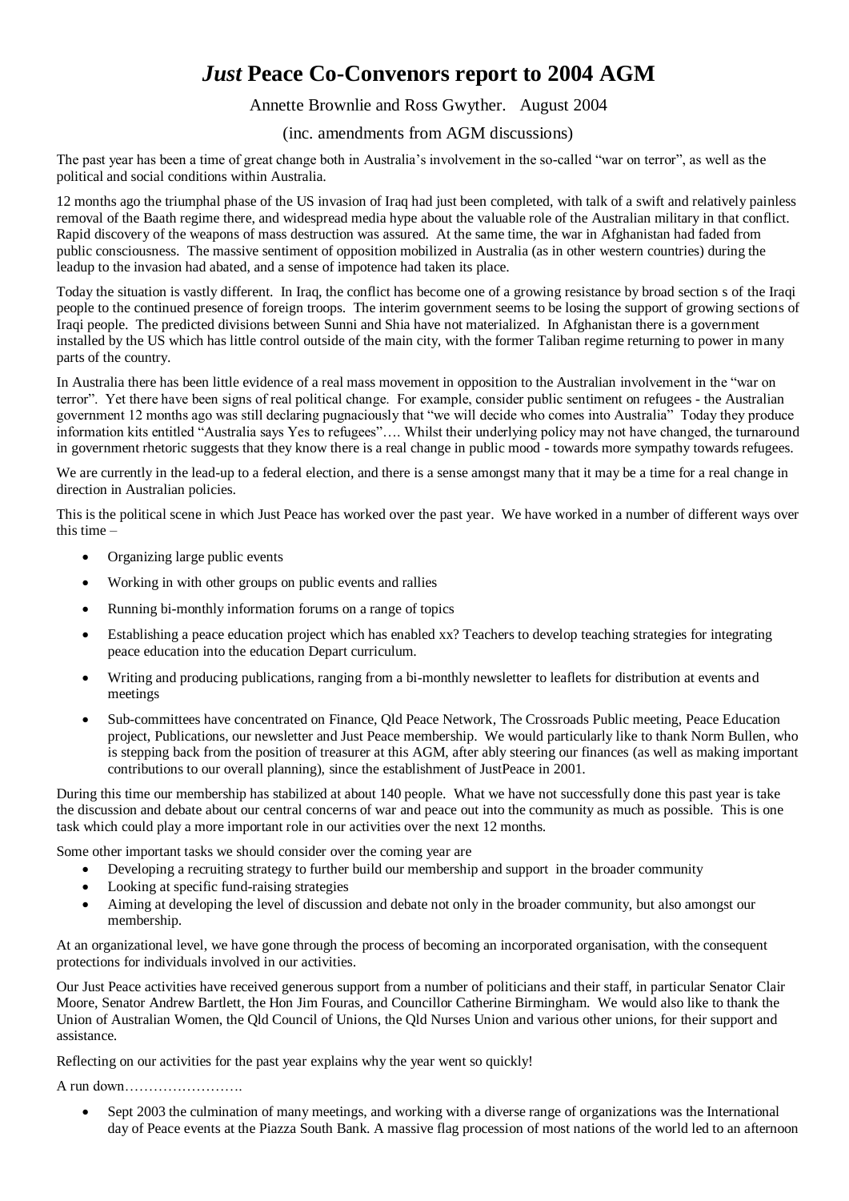# *Just* Peace Co-Convenors report to 2004 AGM

Annette Brownlie and Ross Gwyther. August 2004

(inc. amendments from AGM discussions)

The past year has been a time of great change both in Australia's involvement in the so-called "war on terror", as well as the political and social conditions within Australia.

12 months ago the triumphal phase of the US invasion of Iraq had just been completed, with talk of a swift and relatively painless removal of the Baath regime there, and widespread media hype about the valuable role of the Australian military in that conflict. Rapid discovery of the weapons of mass destruction was assured. At the same time, the war in Afghanistan had faded from public consciousness. The massive sentiment of opposition mobilized in Australia (as in other western countries) during the leadup to the invasion had abated, and a sense of impotence had taken its place.

Today the situation is vastly different. In Iraq, the conflict has become one of a growing resistance by broad section s of the Iraqi people to the continued presence of foreign troops. The interim government seems to be losing the support of growing sections of Iraqi people. The predicted divisions between Sunni and Shia have not materialized. In Afghanistan there is a government installed by the US which has little control outside of the main city, with the former Taliban regime returning to power in many parts of the country.

In Australia there has been little evidence of a real mass movement in opposition to the Australian involvement in the "war on terror". Yet there have been signs of real political change. For example, consider public sentiment on refugees - the Australian government 12 months ago was still declaring pugnaciously that "we will decide who comes into Australia" Today they produce information kits entitled "Australia says Yes to refugees"…. Whilst their underlying policy may not have changed, the turnaround in government rhetoric suggests that they know there is a real change in public mood - towards more sympathy towards refugees.

We are currently in the lead-up to a federal election, and there is a sense amongst many that it may be a time for a real change in direction in Australian policies.

This is the political scene in which Just Peace has worked over the past year. We have worked in a number of different ways over this time –

- Organizing large public events
- Working in with other groups on public events and rallies
- Running bi-monthly information forums on a range of topics
- Establishing a peace education project which has enabled xx? Teachers to develop teaching strategies for integrating peace education into the education Depart curriculum.
- Writing and producing publications, ranging from a bi-monthly newsletter to leaflets for distribution at events and meetings
- Sub-committees have concentrated on Finance, Qld Peace Network, The Crossroads Public meeting, Peace Education project, Publications, our newsletter and Just Peace membership. We would particularly like to thank Norm Bullen, who is stepping back from the position of treasurer at this AGM, after ably steering our finances (as well as making important contributions to our overall planning), since the establishment of JustPeace in 2001.

During this time our membership has stabilized at about 140 people. What we have not successfully done this past year is take the discussion and debate about our central concerns of war and peace out into the community as much as possible. This is one task which could play a more important role in our activities over the next 12 months.

Some other important tasks we should consider over the coming year are

- Developing a recruiting strategy to further build our membership and support in the broader community
- Looking at specific fund-raising strategies
- Aiming at developing the level of discussion and debate not only in the broader community, but also amongst our membership.

At an organizational level, we have gone through the process of becoming an incorporated organisation, with the consequent protections for individuals involved in our activities.

Our Just Peace activities have received generous support from a number of politicians and their staff, in particular Senator Clair Moore, Senator Andrew Bartlett, the Hon Jim Fouras, and Councillor Catherine Birmingham. We would also like to thank the Union of Australian Women, the Qld Council of Unions, the Qld Nurses Union and various other unions, for their support and assistance.

Reflecting on our activities for the past year explains why the year went so quickly!

A run down…………………….

- Sept 2003 the culmination of many meetings, and working with a diverse range of organizations was the International day of Peace events at the Piazza South Bank. A massive flag procession of most nations of the world led to an afternoon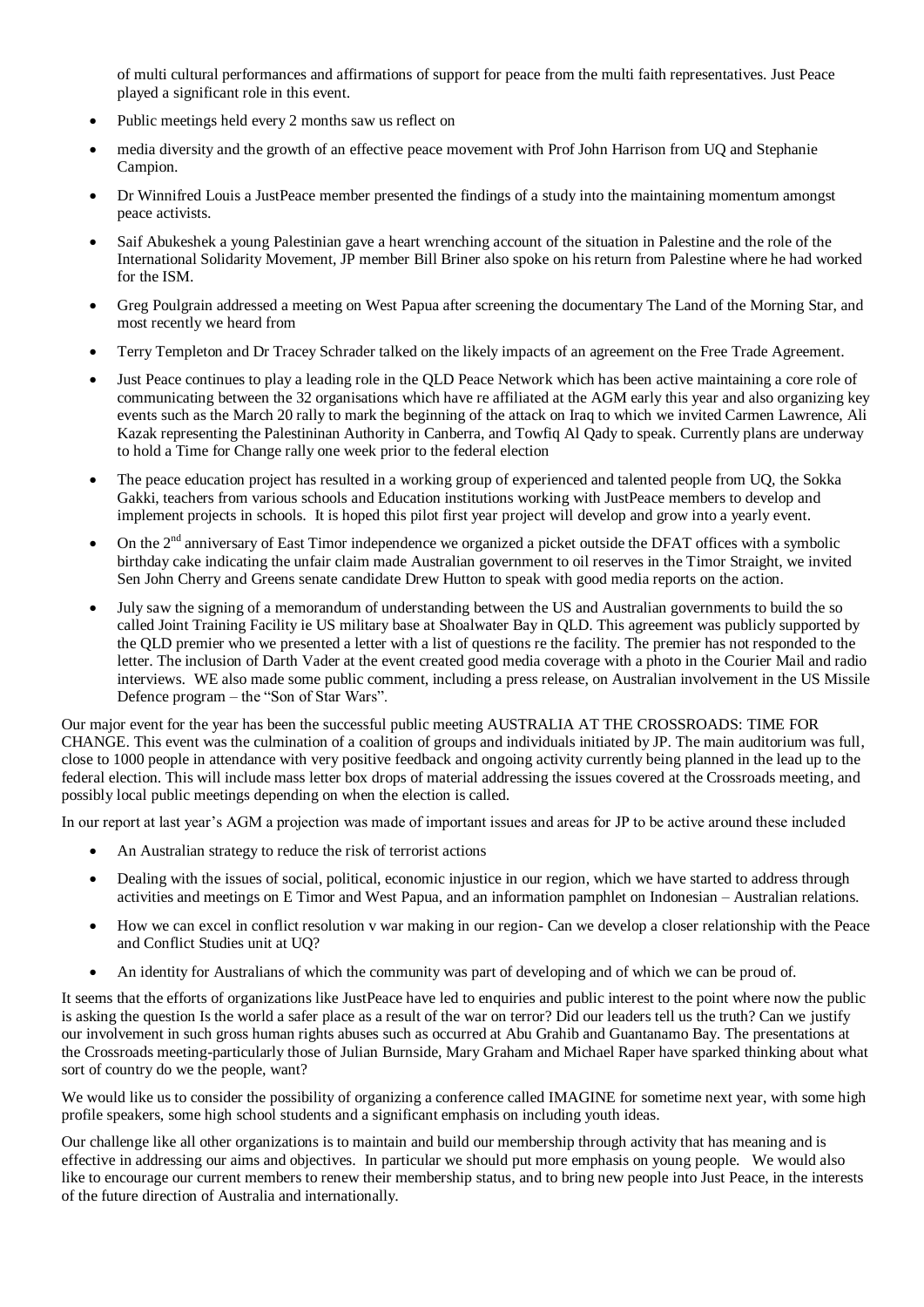of multi cultural performances and affirmations of support for peace from the multi faith representatives. Just Peace played a significant role in this event.

- Public meetings held every 2 months saw us reflect on
- media diversity and the growth of an effective peace movement with Prof John Harrison from UQ and Stephanie Campion.
- Dr Winnifred Louis a JustPeace member presented the findings of a study into the maintaining momentum amongst peace activists.
- Saif Abukeshek a young Palestinian gave a heart wrenching account of the situation in Palestine and the role of the International Solidarity Movement, JP member Bill Briner also spoke on his return from Palestine where he had worked for the ISM.
- Greg Poulgrain addressed a meeting on West Papua after screening the documentary The Land of the Morning Star, and most recently we heard from
- Terry Templeton and Dr Tracey Schrader talked on the likely impacts of an agreement on the Free Trade Agreement.
- Just Peace continues to play a leading role in the QLD Peace Network which has been active maintaining a core role of communicating between the 32 organisations which have re affiliated at the AGM early this year and also organizing key events such as the March 20 rally to mark the beginning of the attack on Iraq to which we invited Carmen Lawrence, Ali Kazak representing the Palestininan Authority in Canberra, and Towfiq Al Qady to speak. Currently plans are underway to hold a Time for Change rally one week prior to the federal election
- The peace education project has resulted in a working group of experienced and talented people from UQ, the Sokka Gakki, teachers from various schools and Education institutions working with JustPeace members to develop and implement projects in schools. It is hoped this pilot first year project will develop and grow into a yearly event.
- On the 2nd anniversary of East Timor independence we organized a picket outside the DFAT offices with a symbolic birthday cake indicating the unfair claim made Australian government to oil reserves in the Timor Straight, we invited Sen John Cherry and Greens senate candidate Drew Hutton to speak with good media reports on the action.
- July saw the signing of a memorandum of understanding between the US and Australian governments to build the so called Joint Training Facility ie US military base at Shoalwater Bay in QLD. This agreement was publicly supported by the QLD premier who we presented a letter with a list of questions re the facility. The premier has not responded to the letter. The inclusion of Darth Vader at the event created good media coverage with a photo in the Courier Mail and radio interviews. WE also made some public comment, including a press release, on Australian involvement in the US Missile Defence program – the "Son of Star Wars".

Our major event for the year has been the successful public meeting AUSTRALIA AT THE CROSSROADS: TIME FOR CHANGE. This event was the culmination of a coalition of groups and individuals initiated by JP. The main auditorium was full, close to 1000 people in attendance with very positive feedback and ongoing activity currently being planned in the lead up to the federal election. This will include mass letter box drops of material addressing the issues covered at the Crossroads meeting, and possibly local public meetings depending on when the election is called.

In our report at last year's AGM a projection was made of important issues and areas for JP to be active around these included

- An Australian strategy to reduce the risk of terrorist actions
- Dealing with the issues of social, political, economic injustice in our region, which we have started to address through activities and meetings on E Timor and West Papua, and an information pamphlet on Indonesian – Australian relations.
- How we can excel in conflict resolution v war making in our region- Can we develop a closer relationship with the Peace and Conflict Studies unit at UQ?
- An identity for Australians of which the community was part of developing and of which we can be proud of.

It seems that the efforts of organizations like JustPeace have led to enquiries and public interest to the point where now the public is asking the question Is the world a safer place as a result of the war on terror? Did our leaders tell us the truth? Can we justify our involvement in such gross human rights abuses such as occurred at Abu Grahib and Guantanamo Bay. The presentations at the Crossroads meeting-particularly those of Julian Burnside, Mary Graham and Michael Raper have sparked thinking about what sort of country do we the people, want?

We would like us to consider the possibility of organizing a conference called IMAGINE for sometime next year, with some high profile speakers, some high school students and a significant emphasis on including youth ideas.

Our challenge like all other organizations is to maintain and build our membership through activity that has meaning and is effective in addressing our aims and objectives. In particular we should put more emphasis on young people. We would also like to encourage our current members to renew their membership status, and to bring new people into Just Peace, in the interests of the future direction of Australia and internationally.